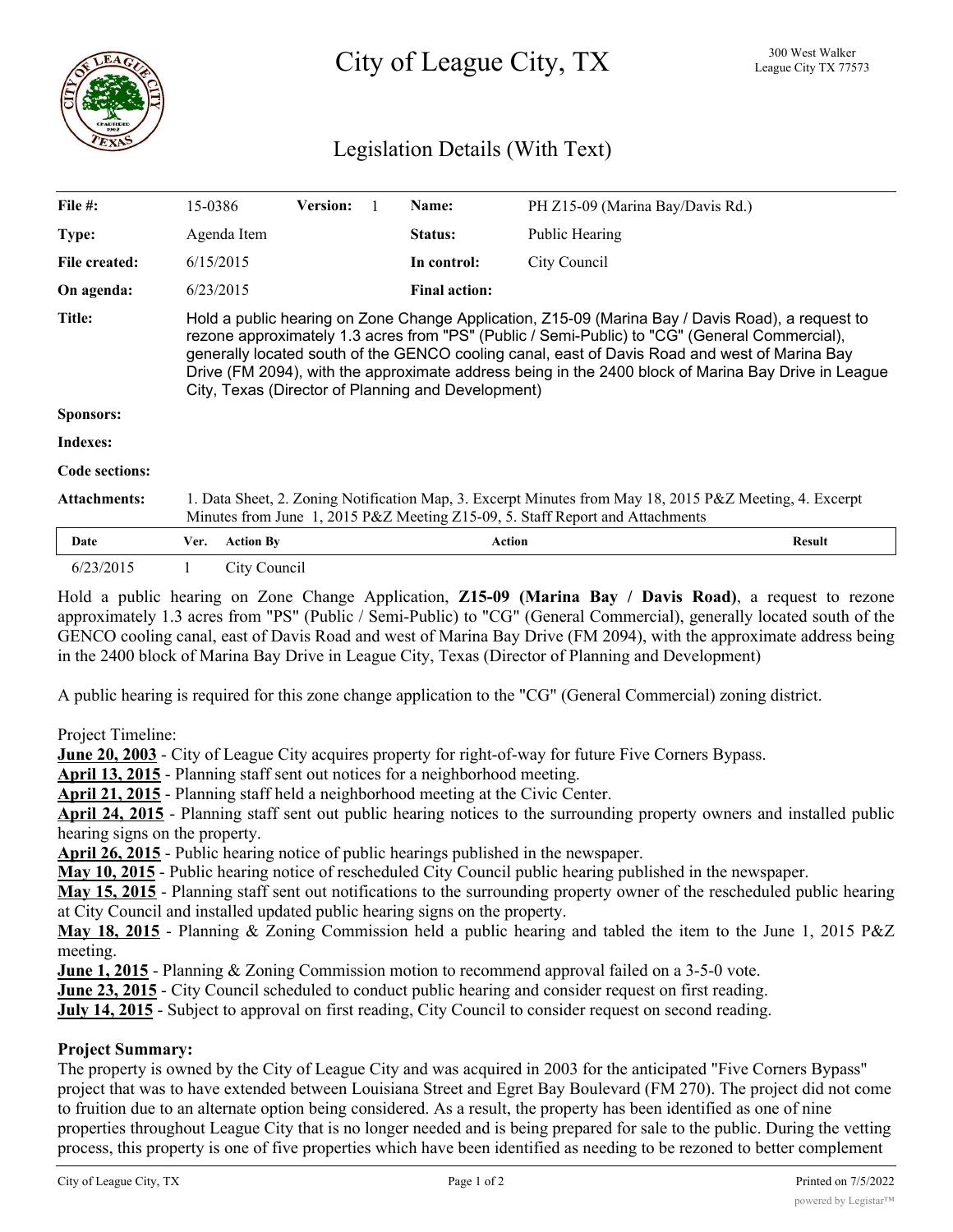# City of League City, TX

300 West Walker
League City TX 77573

## Legislation Details (With Text)

| | | | | | |
|---|---|---|---|---|---|
| **File #:** | 15-0386 | **Version:** 1 | **Name:** | PH Z15-09 (Marina Bay/Davis Rd.) |
| **Type:** | Agenda Item | | **Status:** | Public Hearing |
| **File created:** | 6/15/2015 | | **In control:** | City Council |
| **On agenda:** | 6/23/2015 | | **Final action:** | |

**Title:** Hold a public hearing on Zone Change Application, Z15-09 (Marina Bay / Davis Road), a request to rezone approximately 1.3 acres from "PS" (Public / Semi-Public) to "CG" (General Commercial), generally located south of the GENCO cooling canal, east of Davis Road and west of Marina Bay Drive (FM 2094), with the approximate address being in the 2400 block of Marina Bay Drive in League City, Texas (Director of Planning and Development)

**Sponsors:**

**Indexes:**

**Code sections:**

**Attachments:** 1. Data Sheet, 2. Zoning Notification Map, 3. Excerpt Minutes from May 18, 2015 P&Z Meeting, 4. Excerpt Minutes from June 1, 2015 P&Z Meeting Z15-09, 5. Staff Report and Attachments

| Date | Ver. | Action By | Action | Result |
|---|---|---|---|---|
| 6/23/2015 | 1 | City Council | | |

Hold a public hearing on Zone Change Application, **Z15-09 (Marina Bay / Davis Road)**, a request to rezone approximately 1.3 acres from "PS" (Public / Semi-Public) to "CG" (General Commercial), generally located south of the GENCO cooling canal, east of Davis Road and west of Marina Bay Drive (FM 2094), with the approximate address being in the 2400 block of Marina Bay Drive in League City, Texas (Director of Planning and Development)

A public hearing is required for this zone change application to the "CG" (General Commercial) zoning district.

Project Timeline:

**June 20, 2003** - City of League City acquires property for right-of-way for future Five Corners Bypass.
**April 13, 2015** - Planning staff sent out notices for a neighborhood meeting.
**April 21, 2015** - Planning staff held a neighborhood meeting at the Civic Center.
**April 24, 2015** - Planning staff sent out public hearing notices to the surrounding property owners and installed public hearing signs on the property.
**April 26, 2015** - Public hearing notice of public hearings published in the newspaper.
**May 10, 2015** - Public hearing notice of rescheduled City Council public hearing published in the newspaper.
**May 15, 2015** - Planning staff sent out notifications to the surrounding property owner of the rescheduled public hearing at City Council and installed updated public hearing signs on the property.
**May 18, 2015** - Planning & Zoning Commission held a public hearing and tabled the item to the June 1, 2015 P&Z meeting.
**June 1, 2015** - Planning & Zoning Commission motion to recommend approval failed on a 3-5-0 vote.
**June 23, 2015** - City Council scheduled to conduct public hearing and consider request on first reading.
**July 14, 2015** - Subject to approval on first reading, City Council to consider request on second reading.

**Project Summary:**

The property is owned by the City of League City and was acquired in 2003 for the anticipated "Five Corners Bypass" project that was to have extended between Louisiana Street and Egret Bay Boulevard (FM 270). The project did not come to fruition due to an alternate option being considered. As a result, the property has been identified as one of nine properties throughout League City that is no longer needed and is being prepared for sale to the public. During the vetting process, this property is one of five properties which have been identified as needing to be rezoned to better complement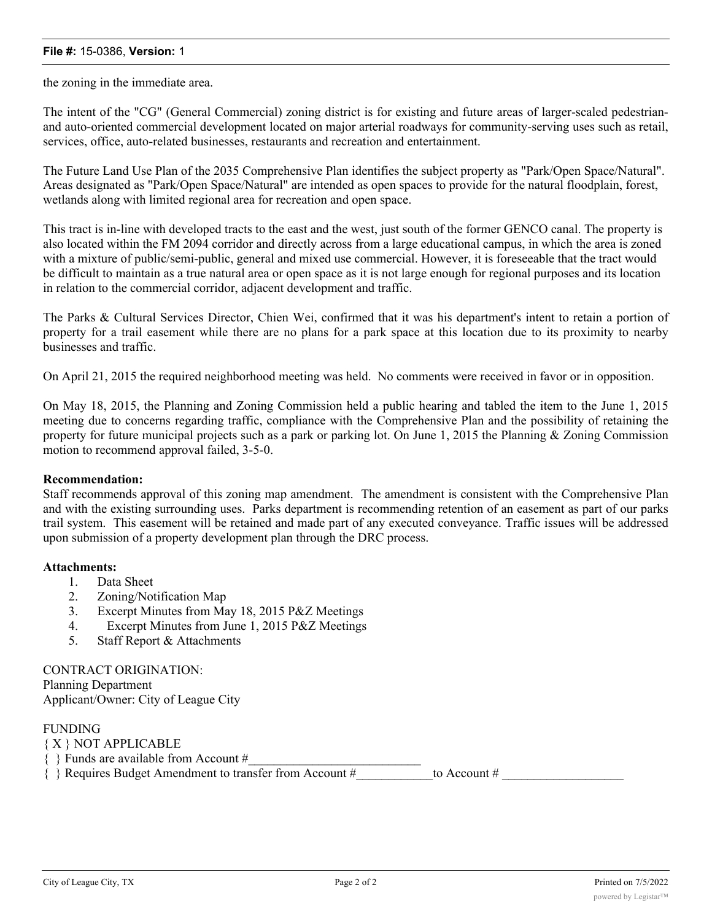the zoning in the immediate area.

The intent of the "CG" (General Commercial) zoning district is for existing and future areas of larger-scaled pedestrian- and auto-oriented commercial development located on major arterial roadways for community-serving uses such as retail, services, office, auto-related businesses, restaurants and recreation and entertainment.

The Future Land Use Plan of the 2035 Comprehensive Plan identifies the subject property as "Park/Open Space/Natural". Areas designated as "Park/Open Space/Natural" are intended as open spaces to provide for the natural floodplain, forest, wetlands along with limited regional area for recreation and open space.

This tract is in-line with developed tracts to the east and the west, just south of the former GENCO canal. The property is also located within the FM 2094 corridor and directly across from a large educational campus, in which the area is zoned with a mixture of public/semi-public, general and mixed use commercial. However, it is foreseeable that the tract would be difficult to maintain as a true natural area or open space as it is not large enough for regional purposes and its location in relation to the commercial corridor, adjacent development and traffic.

The Parks & Cultural Services Director, Chien Wei, confirmed that it was his department's intent to retain a portion of property for a trail easement while there are no plans for a park space at this location due to its proximity to nearby businesses and traffic.

On April 21, 2015 the required neighborhood meeting was held. No comments were received in favor or in opposition.

On May 18, 2015, the Planning and Zoning Commission held a public hearing and tabled the item to the June 1, 2015 meeting due to concerns regarding traffic, compliance with the Comprehensive Plan and the possibility of retaining the property for future municipal projects such as a park or parking lot. On June 1, 2015 the Planning & Zoning Commission motion to recommend approval failed, 3-5-0.

**Recommendation:**
Staff recommends approval of this zoning map amendment. The amendment is consistent with the Comprehensive Plan and with the existing surrounding uses. Parks department is recommending retention of an easement as part of our parks trail system. This easement will be retained and made part of any executed conveyance. Traffic issues will be addressed upon submission of a property development plan through the DRC process.

**Attachments:**

1. Data Sheet
2. Zoning/Notification Map
3. Excerpt Minutes from May 18, 2015 P&Z Meetings
4. Excerpt Minutes from June 1, 2015 P&Z Meetings
5. Staff Report & Attachments

CONTRACT ORIGINATION:
Planning Department
Applicant/Owner: City of League City

FUNDING
{ X } NOT APPLICABLE
{ } Funds are available from Account #___________________________
{ } Requires Budget Amendment to transfer from Account #____________to Account # ___________________